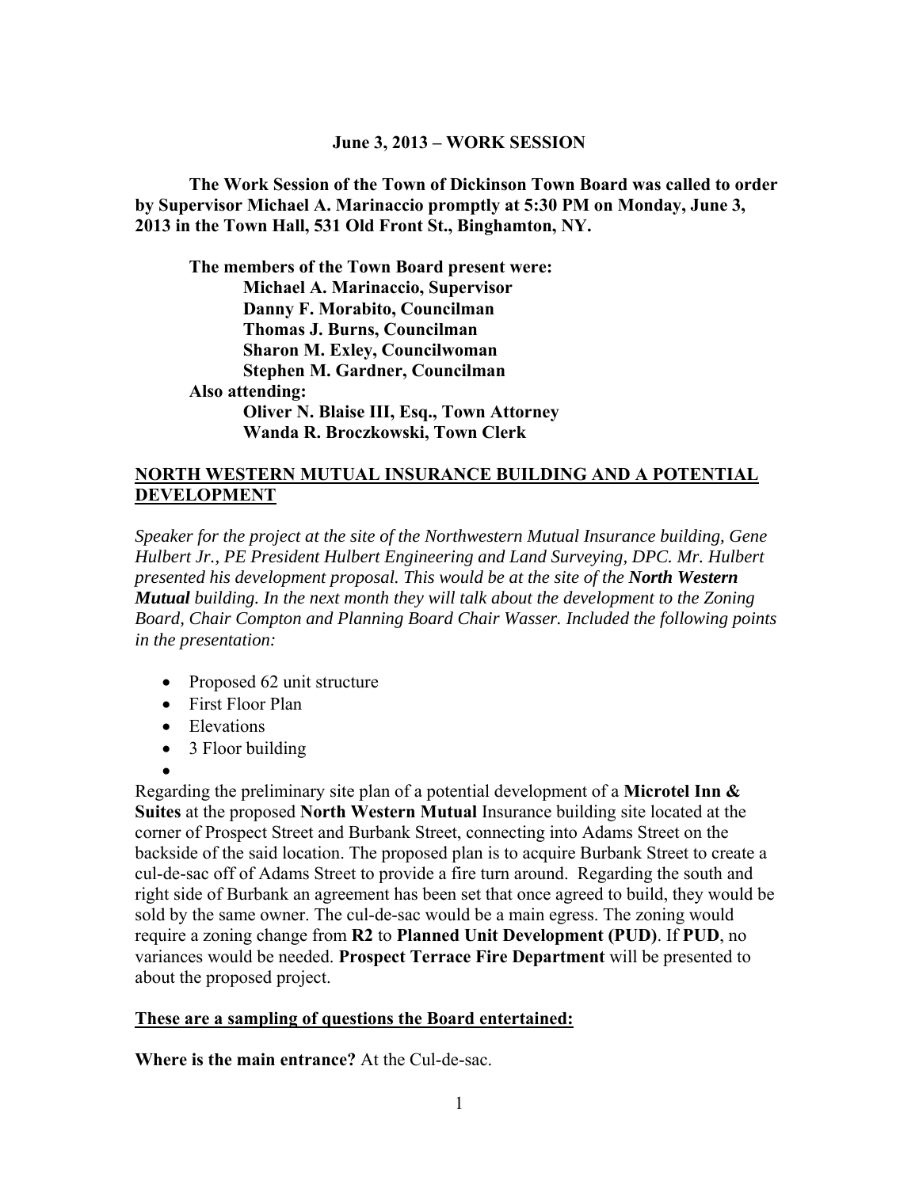**June 3, 2013 – WORK SESSION**

**The Work Session of the Town of Dickinson Town Board was called to order by Supervisor Michael A. Marinaccio promptly at 5:30 PM on Monday, June 3, 2013 in the Town Hall, 531 Old Front St., Binghamton, NY.**

**The members of the Town Board present were:**
**Michael A. Marinaccio, Supervisor**
**Danny F. Morabito, Councilman**
**Thomas J. Burns, Councilman**
**Sharon M. Exley, Councilwoman**
**Stephen M. Gardner, Councilman**
**Also attending:**
**Oliver N. Blaise III, Esq., Town Attorney**
**Wanda R. Broczkowski, Town Clerk**

**NORTH WESTERN MUTUAL INSURANCE BUILDING AND A POTENTIAL DEVELOPMENT**

*Speaker for the project at the site of the Northwestern Mutual Insurance building, Gene Hulbert Jr., PE President Hulbert Engineering and Land Surveying, DPC. Mr. Hulbert presented his development proposal. This would be at the site of the **North Western Mutual** building. In the next month they will talk about the development to the Zoning Board, Chair Compton and Planning Board Chair Wasser. Included the following points in the presentation:*

- Proposed 62 unit structure
- First Floor Plan
- Elevations
- 3 Floor building
-

Regarding the preliminary site plan of a potential development of a **Microtel Inn & Suites** at the proposed **North Western Mutual** Insurance building site located at the corner of Prospect Street and Burbank Street, connecting into Adams Street on the backside of the said location. The proposed plan is to acquire Burbank Street to create a cul-de-sac off of Adams Street to provide a fire turn around. Regarding the south and right side of Burbank an agreement has been set that once agreed to build, they would be sold by the same owner. The cul-de-sac would be a main egress. The zoning would require a zoning change from **R2** to **Planned Unit Development (PUD)**. If **PUD**, no variances would be needed. **Prospect Terrace Fire Department** will be presented to about the proposed project.

**These are a sampling of questions the Board entertained:**

**Where is the main entrance?** At the Cul-de-sac.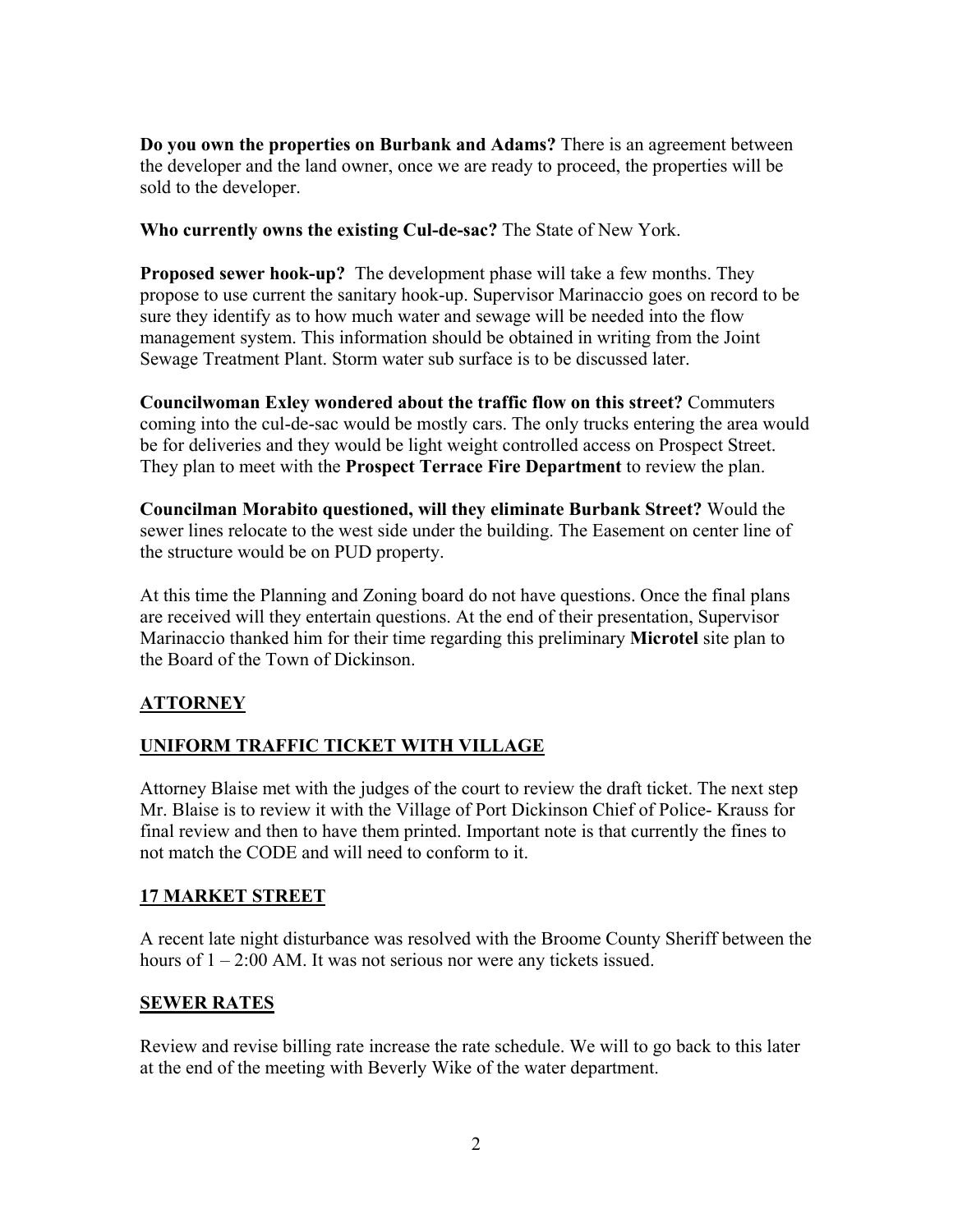**Do you own the properties on Burbank and Adams?** There is an agreement between the developer and the land owner, once we are ready to proceed, the properties will be sold to the developer.

**Who currently owns the existing Cul-de-sac?** The State of New York.

**Proposed sewer hook-up?** The development phase will take a few months. They propose to use current the sanitary hook-up. Supervisor Marinaccio goes on record to be sure they identify as to how much water and sewage will be needed into the flow management system. This information should be obtained in writing from the Joint Sewage Treatment Plant. Storm water sub surface is to be discussed later.

**Councilwoman Exley wondered about the traffic flow on this street?** Commuters coming into the cul-de-sac would be mostly cars. The only trucks entering the area would be for deliveries and they would be light weight controlled access on Prospect Street. They plan to meet with the **Prospect Terrace Fire Department** to review the plan.

**Councilman Morabito questioned, will they eliminate Burbank Street?** Would the sewer lines relocate to the west side under the building. The Easement on center line of the structure would be on PUD property.

At this time the Planning and Zoning board do not have questions. Once the final plans are received will they entertain questions. At the end of their presentation, Supervisor Marinaccio thanked him for their time regarding this preliminary **Microtel** site plan to the Board of the Town of Dickinson.

## ATTORNEY

## UNIFORM TRAFFIC TICKET WITH VILLAGE

Attorney Blaise met with the judges of the court to review the draft ticket. The next step Mr. Blaise is to review it with the Village of Port Dickinson Chief of Police- Krauss for final review and then to have them printed. Important note is that currently the fines to not match the CODE and will need to conform to it.

## 17 MARKET STREET

A recent late night disturbance was resolved with the Broome County Sheriff between the hours of 1 – 2:00 AM. It was not serious nor were any tickets issued.

## SEWER RATES

Review and revise billing rate increase the rate schedule. We will to go back to this later at the end of the meeting with Beverly Wike of the water department.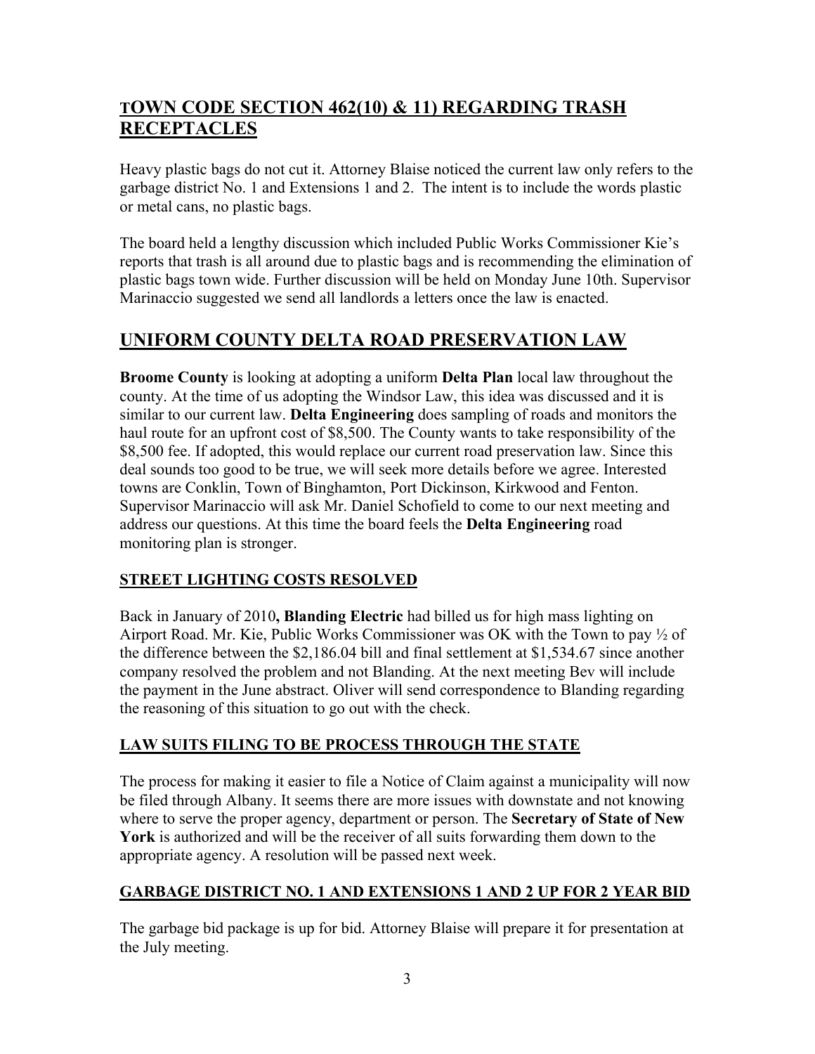## TOWN CODE SECTION 462(10) & 11) REGARDING TRASH RECEPTACLES

Heavy plastic bags do not cut it. Attorney Blaise noticed the current law only refers to the garbage district No. 1 and Extensions 1 and 2. The intent is to include the words plastic or metal cans, no plastic bags.

The board held a lengthy discussion which included Public Works Commissioner Kie's reports that trash is all around due to plastic bags and is recommending the elimination of plastic bags town wide. Further discussion will be held on Monday June 10th. Supervisor Marinaccio suggested we send all landlords a letters once the law is enacted.

## UNIFORM COUNTY DELTA ROAD PRESERVATION LAW

**Broome County** is looking at adopting a uniform **Delta Plan** local law throughout the county. At the time of us adopting the Windsor Law, this idea was discussed and it is similar to our current law. **Delta Engineering** does sampling of roads and monitors the haul route for an upfront cost of $8,500. The County wants to take responsibility of the $8,500 fee. If adopted, this would replace our current road preservation law. Since this deal sounds too good to be true, we will seek more details before we agree. Interested towns are Conklin, Town of Binghamton, Port Dickinson, Kirkwood and Fenton. Supervisor Marinaccio will ask Mr. Daniel Schofield to come to our next meeting and address our questions. At this time the board feels the **Delta Engineering** road monitoring plan is stronger.

### STREET LIGHTING COSTS RESOLVED

Back in January of 2010**, Blanding Electric** had billed us for high mass lighting on Airport Road. Mr. Kie, Public Works Commissioner was OK with the Town to pay ½ of the difference between the $2,186.04 bill and final settlement at $1,534.67 since another company resolved the problem and not Blanding. At the next meeting Bev will include the payment in the June abstract. Oliver will send correspondence to Blanding regarding the reasoning of this situation to go out with the check.

### LAW SUITS FILING TO BE PROCESS THROUGH THE STATE

The process for making it easier to file a Notice of Claim against a municipality will now be filed through Albany. It seems there are more issues with downstate and not knowing where to serve the proper agency, department or person. The **Secretary of State of New York** is authorized and will be the receiver of all suits forwarding them down to the appropriate agency. A resolution will be passed next week.

### GARBAGE DISTRICT NO. 1 AND EXTENSIONS 1 AND 2 UP FOR 2 YEAR BID

The garbage bid package is up for bid. Attorney Blaise will prepare it for presentation at the July meeting.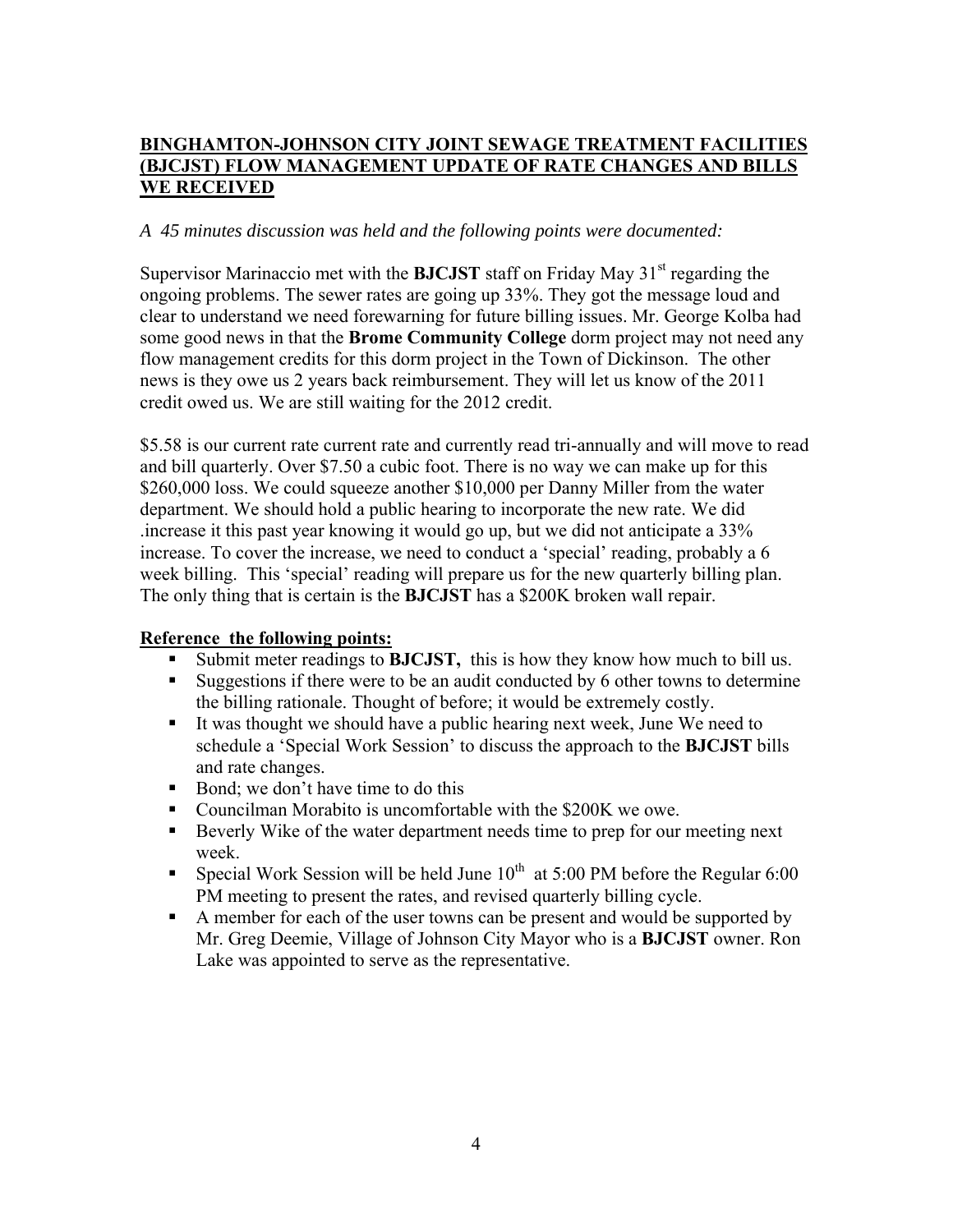**BINGHAMTON-JOHNSON CITY JOINT SEWAGE TREATMENT FACILITIES (BJCJST) FLOW MANAGEMENT UPDATE OF RATE CHANGES AND BILLS WE RECEIVED**

*A 45 minutes discussion was held and the following points were documented:*

Supervisor Marinaccio met with the **BJCJST** staff on Friday May 31st regarding the ongoing problems. The sewer rates are going up 33%. They got the message loud and clear to understand we need forewarning for future billing issues. Mr. George Kolba had some good news in that the **Brome Community College** dorm project may not need any flow management credits for this dorm project in the Town of Dickinson. The other news is they owe us 2 years back reimbursement. They will let us know of the 2011 credit owed us. We are still waiting for the 2012 credit.

$5.58 is our current rate current rate and currently read tri-annually and will move to read and bill quarterly. Over $7.50 a cubic foot. There is no way we can make up for this $260,000 loss. We could squeeze another $10,000 per Danny Miller from the water department. We should hold a public hearing to incorporate the new rate. We did .increase it this past year knowing it would go up, but we did not anticipate a 33% increase. To cover the increase, we need to conduct a 'special' reading, probably a 6 week billing. This 'special' reading will prepare us for the new quarterly billing plan. The only thing that is certain is the **BJCJST** has a $200K broken wall repair.

**Reference the following points:**

- Submit meter readings to **BJCJST,** this is how they know how much to bill us.
- Suggestions if there were to be an audit conducted by 6 other towns to determine the billing rationale. Thought of before; it would be extremely costly.
- It was thought we should have a public hearing next week, June We need to schedule a 'Special Work Session' to discuss the approach to the **BJCJST** bills and rate changes.
- Bond; we don't have time to do this
- Councilman Morabito is uncomfortable with the $200K we owe.
- Beverly Wike of the water department needs time to prep for our meeting next week.
- Special Work Session will be held June 10th at 5:00 PM before the Regular 6:00 PM meeting to present the rates, and revised quarterly billing cycle.
- A member for each of the user towns can be present and would be supported by Mr. Greg Deemie, Village of Johnson City Mayor who is a **BJCJST** owner. Ron Lake was appointed to serve as the representative.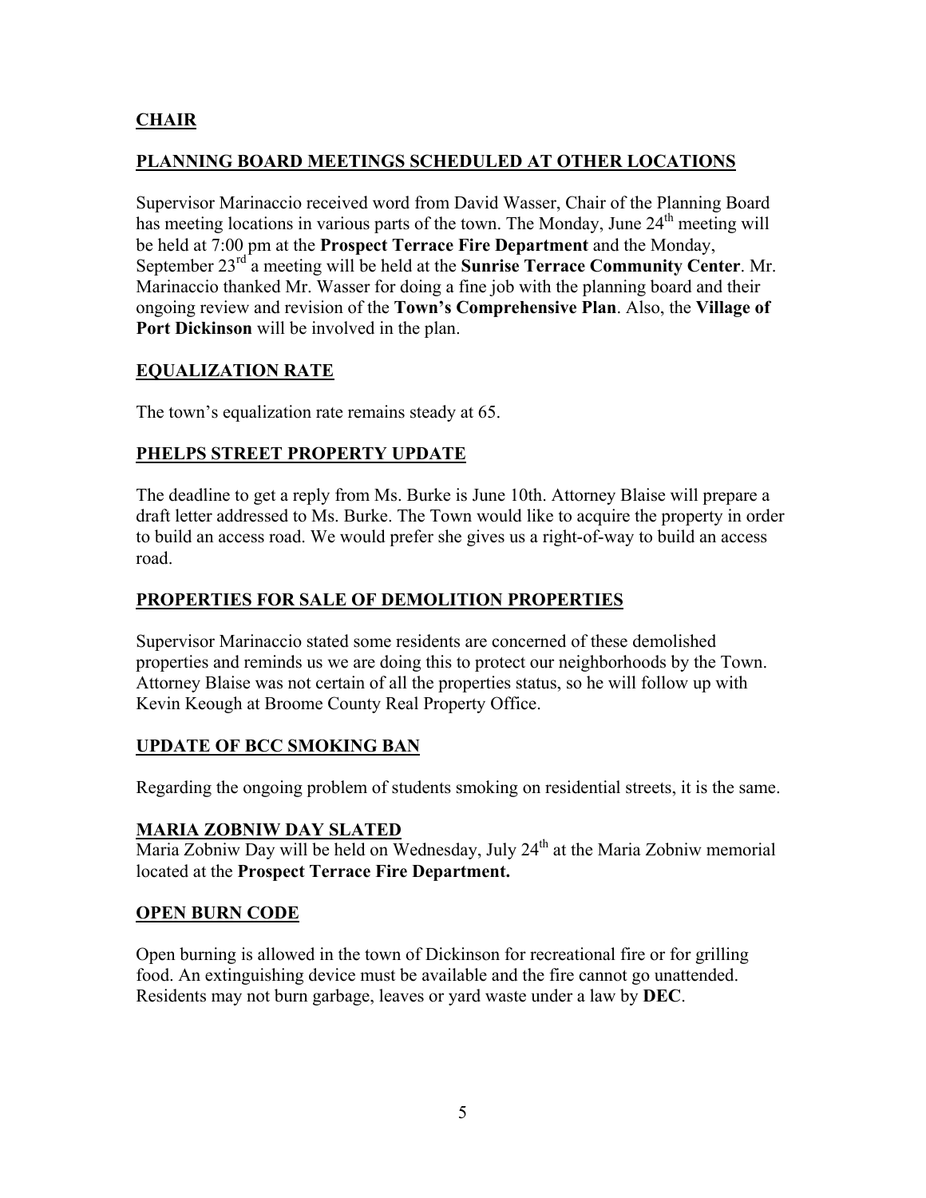## CHAIR

### PLANNING BOARD MEETINGS SCHEDULED AT OTHER LOCATIONS

Supervisor Marinaccio received word from David Wasser, Chair of the Planning Board has meeting locations in various parts of the town. The Monday, June 24th meeting will be held at 7:00 pm at the **Prospect Terrace Fire Department** and the Monday, September 23rd a meeting will be held at the **Sunrise Terrace Community Center**. Mr. Marinaccio thanked Mr. Wasser for doing a fine job with the planning board and their ongoing review and revision of the **Town's Comprehensive Plan**. Also, the **Village of Port Dickinson** will be involved in the plan.

### EQUALIZATION RATE

The town's equalization rate remains steady at 65.

### PHELPS STREET PROPERTY UPDATE

The deadline to get a reply from Ms. Burke is June 10th. Attorney Blaise will prepare a draft letter addressed to Ms. Burke. The Town would like to acquire the property in order to build an access road. We would prefer she gives us a right-of-way to build an access road.

### PROPERTIES FOR SALE OF DEMOLITION PROPERTIES

Supervisor Marinaccio stated some residents are concerned of these demolished properties and reminds us we are doing this to protect our neighborhoods by the Town. Attorney Blaise was not certain of all the properties status, so he will follow up with Kevin Keough at Broome County Real Property Office.

### UPDATE OF BCC SMOKING BAN

Regarding the ongoing problem of students smoking on residential streets, it is the same.

### MARIA ZOBNIW DAY SLATED

Maria Zobniw Day will be held on Wednesday, July 24th at the Maria Zobniw memorial located at the **Prospect Terrace Fire Department.**

### OPEN BURN CODE

Open burning is allowed in the town of Dickinson for recreational fire or for grilling food. An extinguishing device must be available and the fire cannot go unattended. Residents may not burn garbage, leaves or yard waste under a law by **DEC**.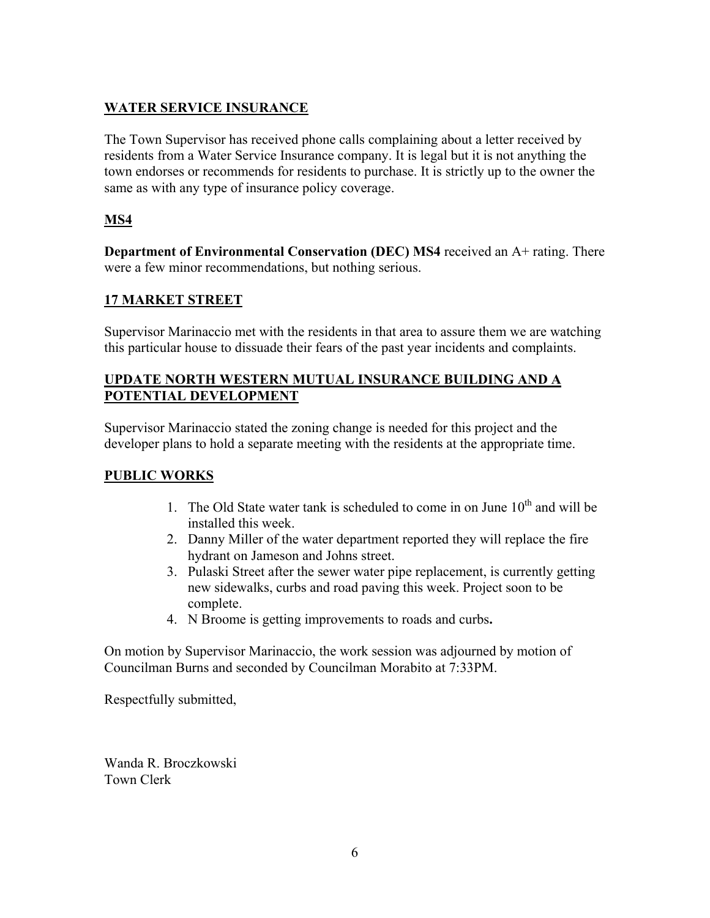## **WATER SERVICE INSURANCE**

The Town Supervisor has received phone calls complaining about a letter received by residents from a Water Service Insurance company. It is legal but it is not anything the town endorses or recommends for residents to purchase. It is strictly up to the owner the same as with any type of insurance policy coverage.

## **MS4**

**Department of Environmental Conservation (DEC) MS4** received an A+ rating. There were a few minor recommendations, but nothing serious.

## **17 MARKET STREET**

Supervisor Marinaccio met with the residents in that area to assure them we are watching this particular house to dissuade their fears of the past year incidents and complaints.

## **UPDATE NORTH WESTERN MUTUAL INSURANCE BUILDING AND A POTENTIAL DEVELOPMENT**

Supervisor Marinaccio stated the zoning change is needed for this project and the developer plans to hold a separate meeting with the residents at the appropriate time.

## **PUBLIC WORKS**

1. The Old State water tank is scheduled to come in on June 10th and will be installed this week.
2. Danny Miller of the water department reported they will replace the fire hydrant on Jameson and Johns street.
3. Pulaski Street after the sewer water pipe replacement, is currently getting new sidewalks, curbs and road paving this week. Project soon to be complete.
4. N Broome is getting improvements to roads and curbs**.**

On motion by Supervisor Marinaccio, the work session was adjourned by motion of Councilman Burns and seconded by Councilman Morabito at 7:33PM.

Respectfully submitted,

Wanda R. Broczkowski
Town Clerk